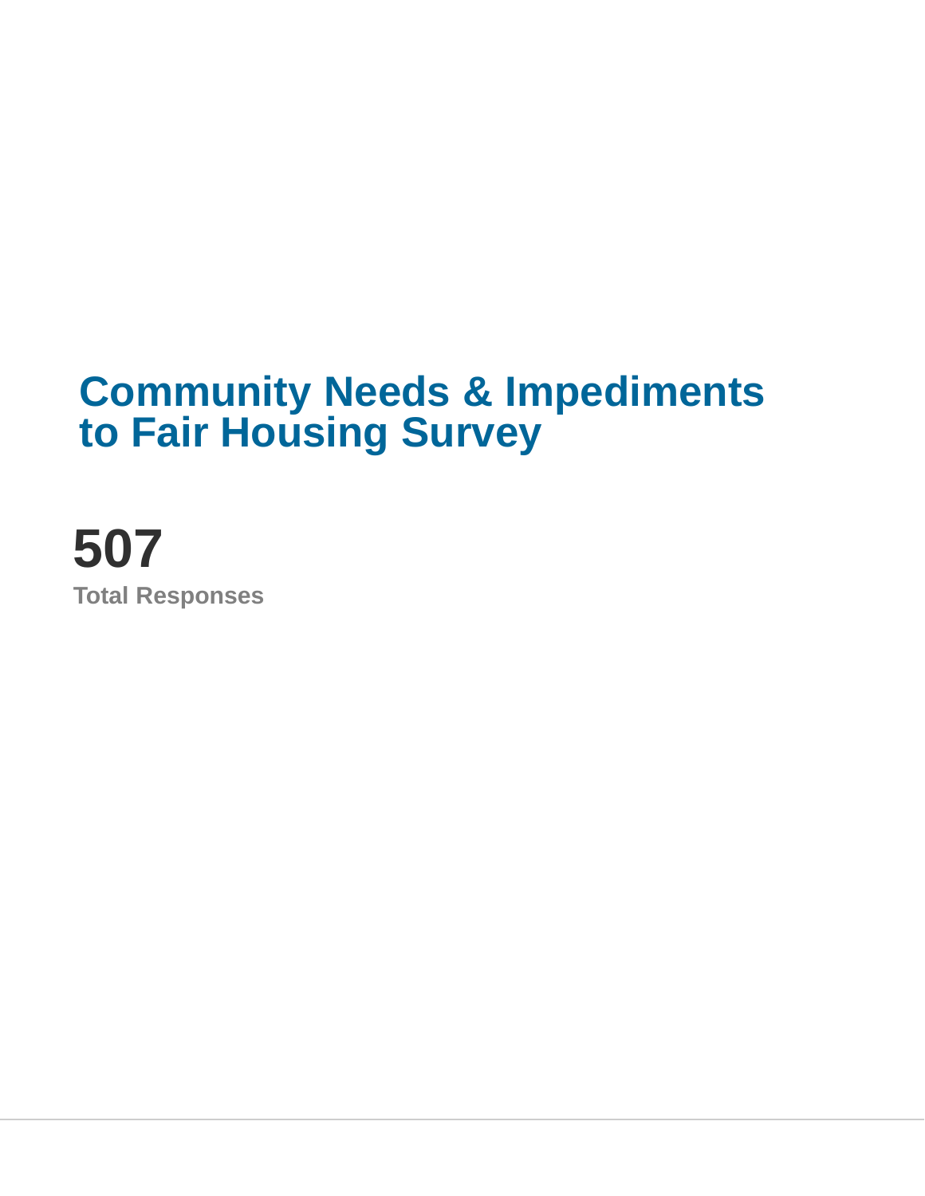# Community Needs & Impediments to Fair Housing Survey

**507**

**Total Responses**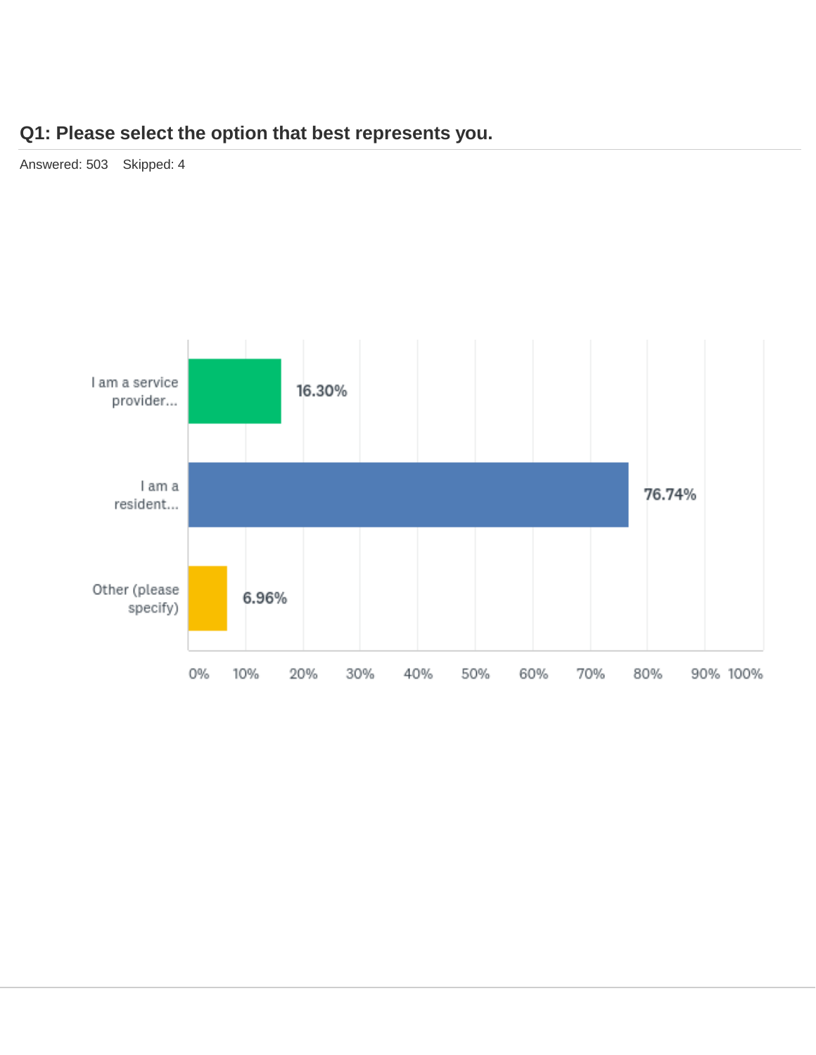## Q1: Please select the option that best represents you.

Answered: 503 Skipped: 4

| Answer Choices | Responses |
|---|---|
| I am a service provider... | 16.30% |
| I am a resident... | 76.74% |
| Other (please specify) | 6.96% |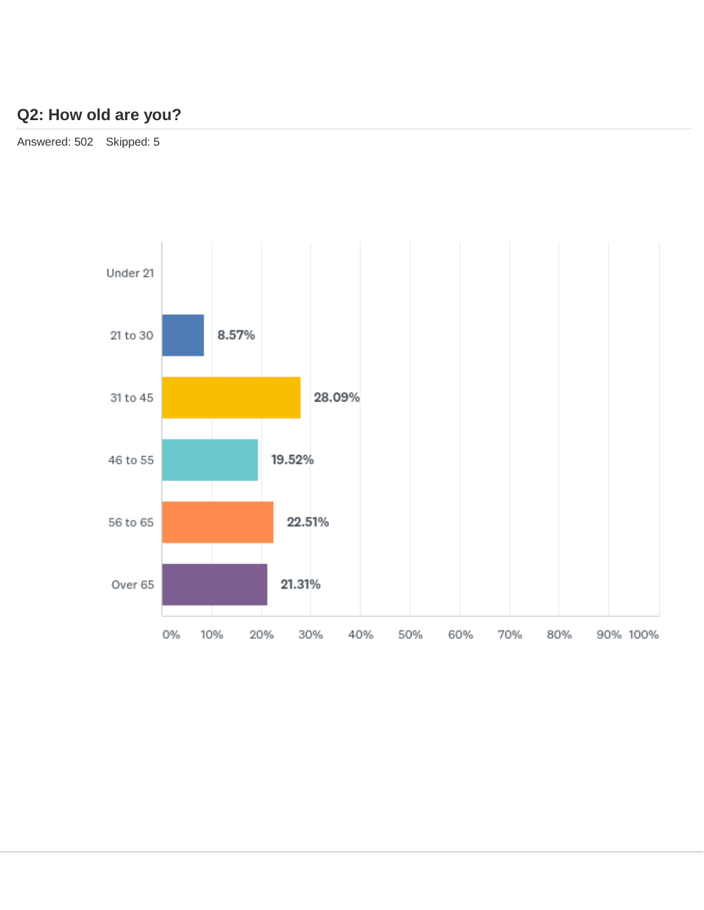## Q2: How old are you?

Answered: 502 Skipped: 5

| Answer Choice | Percentage |
|---|---|
| Under 21 | |
| 21 to 30 | 8.57% |
| 31 to 45 | 28.09% |
| 46 to 55 | 19.52% |
| 56 to 65 | 22.51% |
| Over 65 | 21.31% |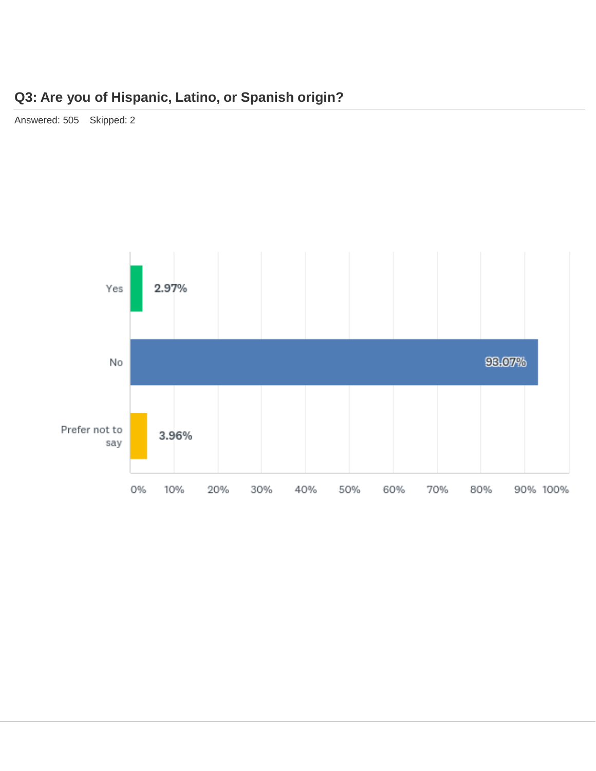## Q3: Are you of Hispanic, Latino, or Spanish origin?

Answered: 505 Skipped: 2

| Answer | Percentage |
| --- | --- |
| Yes | 2.97% |
| No | 93.07% |
| Prefer not to say | 3.96% |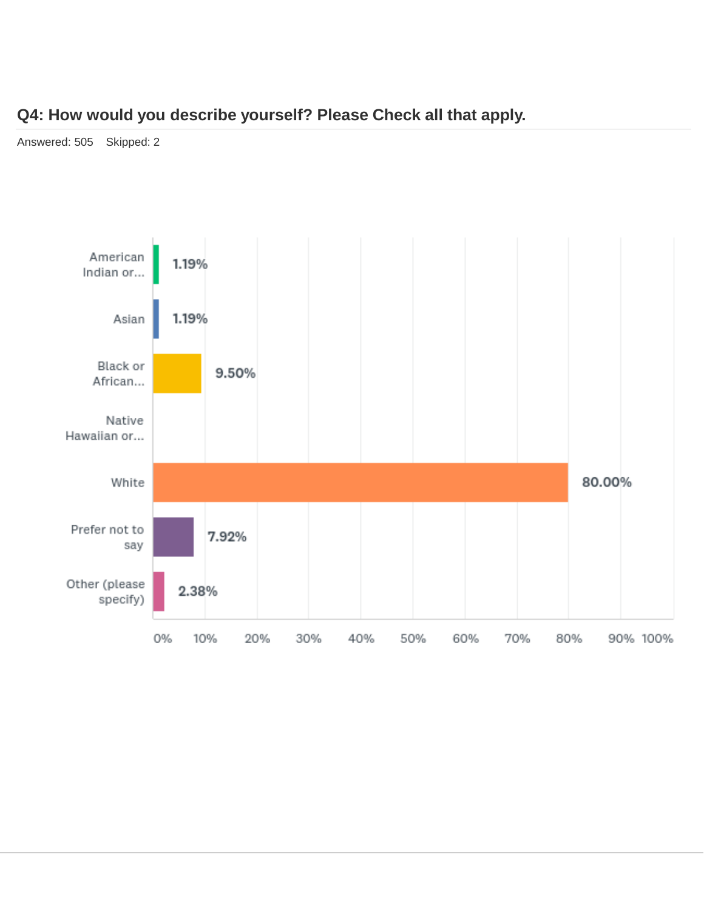## Q4: How would you describe yourself? Please Check all that apply.

Answered: 505 Skipped: 2

| Response | Percentage |
|---|---|
| American Indian or... | 1.19% |
| Asian | 1.19% |
| Black or African... | 9.50% |
| Native Hawaiian or... | |
| White | 80.00% |
| Prefer not to say | 7.92% |
| Other (please specify) | 2.38% |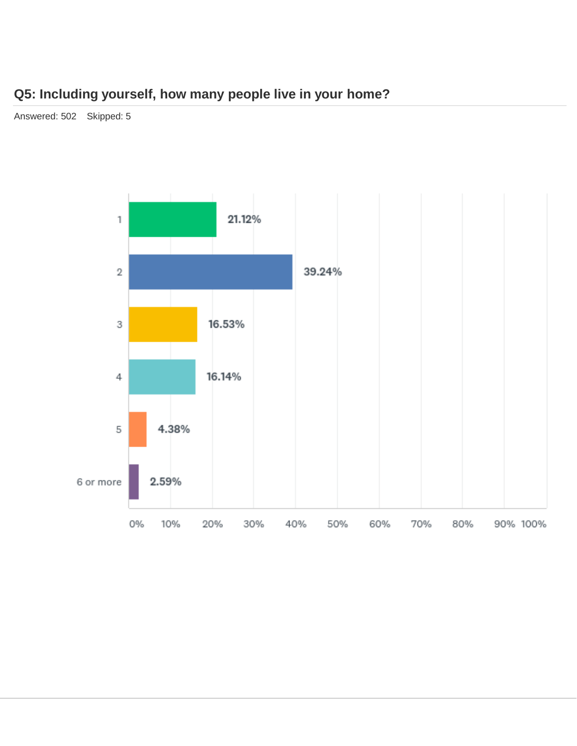## Q5: Including yourself, how many people live in your home?

Answered: 502 Skipped: 5

| Answer | Percentage |
|---|---|
| 1 | 21.12% |
| 2 | 39.24% |
| 3 | 16.53% |
| 4 | 16.14% |
| 5 | 4.38% |
| 6 or more | 2.59% |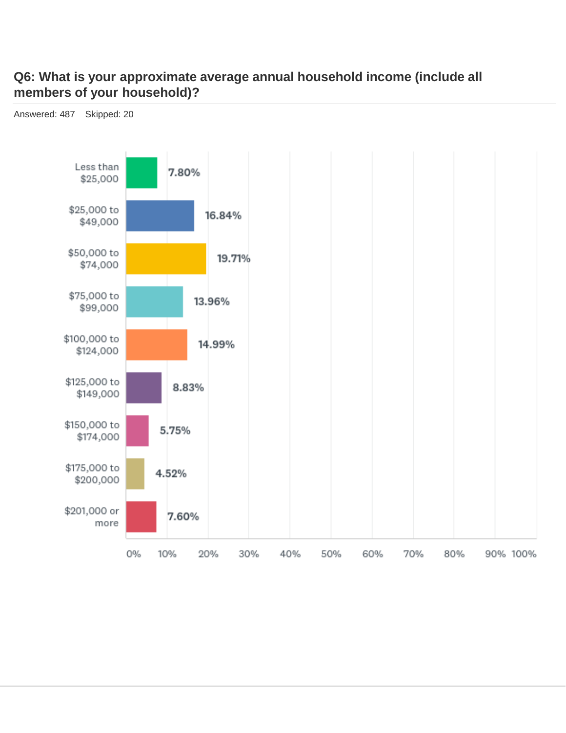## Q6: What is your approximate average annual household income (include all members of your household)?

Answered: 487    Skipped: 20

| Answer | Percentage |
|---|---|
| Less than $25,000 | 7.80% |
| $25,000 to $49,000 | 16.84% |
| $50,000 to $74,000 | 19.71% |
| $75,000 to $99,000 | 13.96% |
| $100,000 to $124,000 | 14.99% |
| $125,000 to $149,000 | 8.83% |
| $150,000 to $174,000 | 5.75% |
| $175,000 to $200,000 | 4.52% |
| $201,000 or more | 7.60% |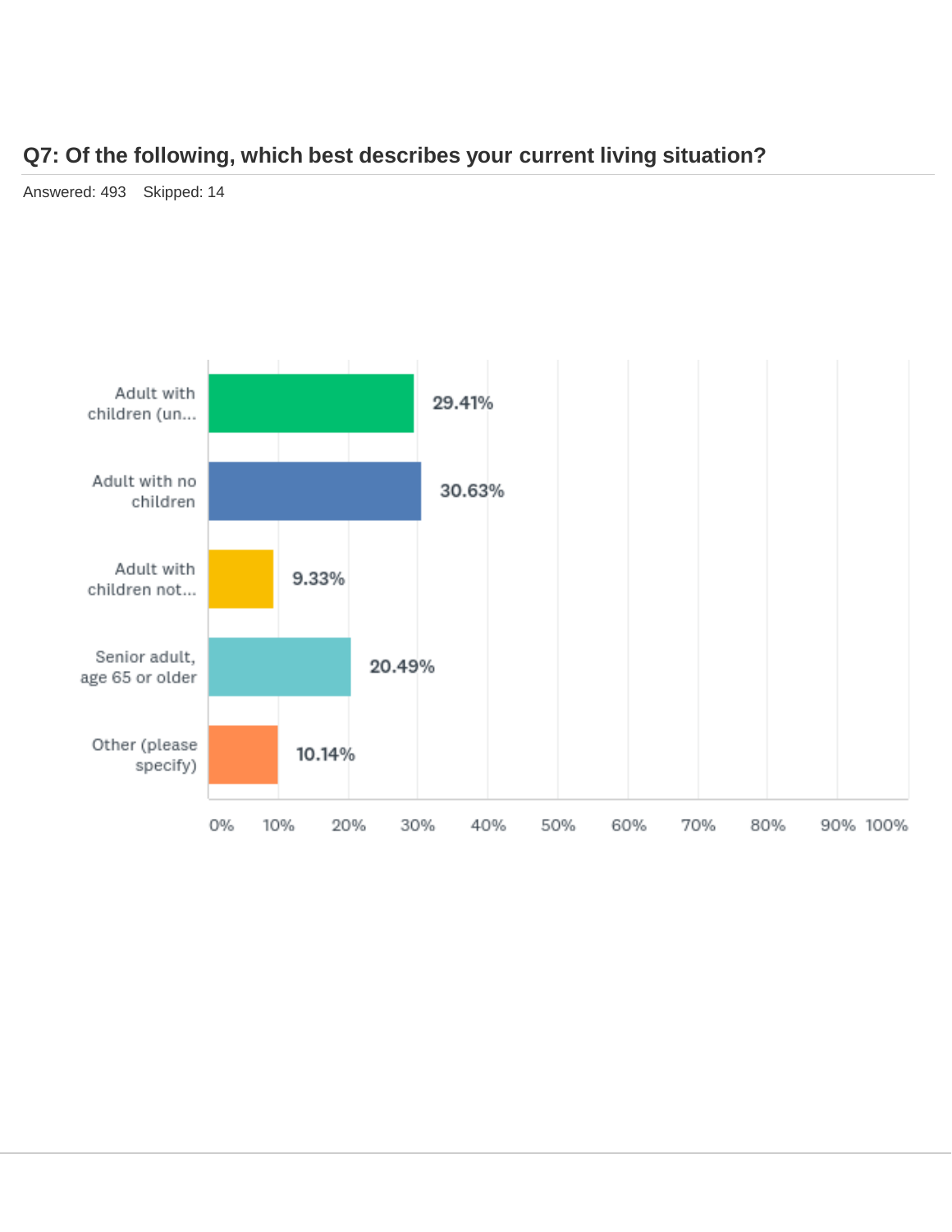## Q7: Of the following, which best describes your current living situation?

Answered: 493 Skipped: 14

| Answer | Percentage |
|---|---|
| Adult with children (un... | 29.41% |
| Adult with no children | 30.63% |
| Adult with children not... | 9.33% |
| Senior adult, age 65 or older | 20.49% |
| Other (please specify) | 10.14% |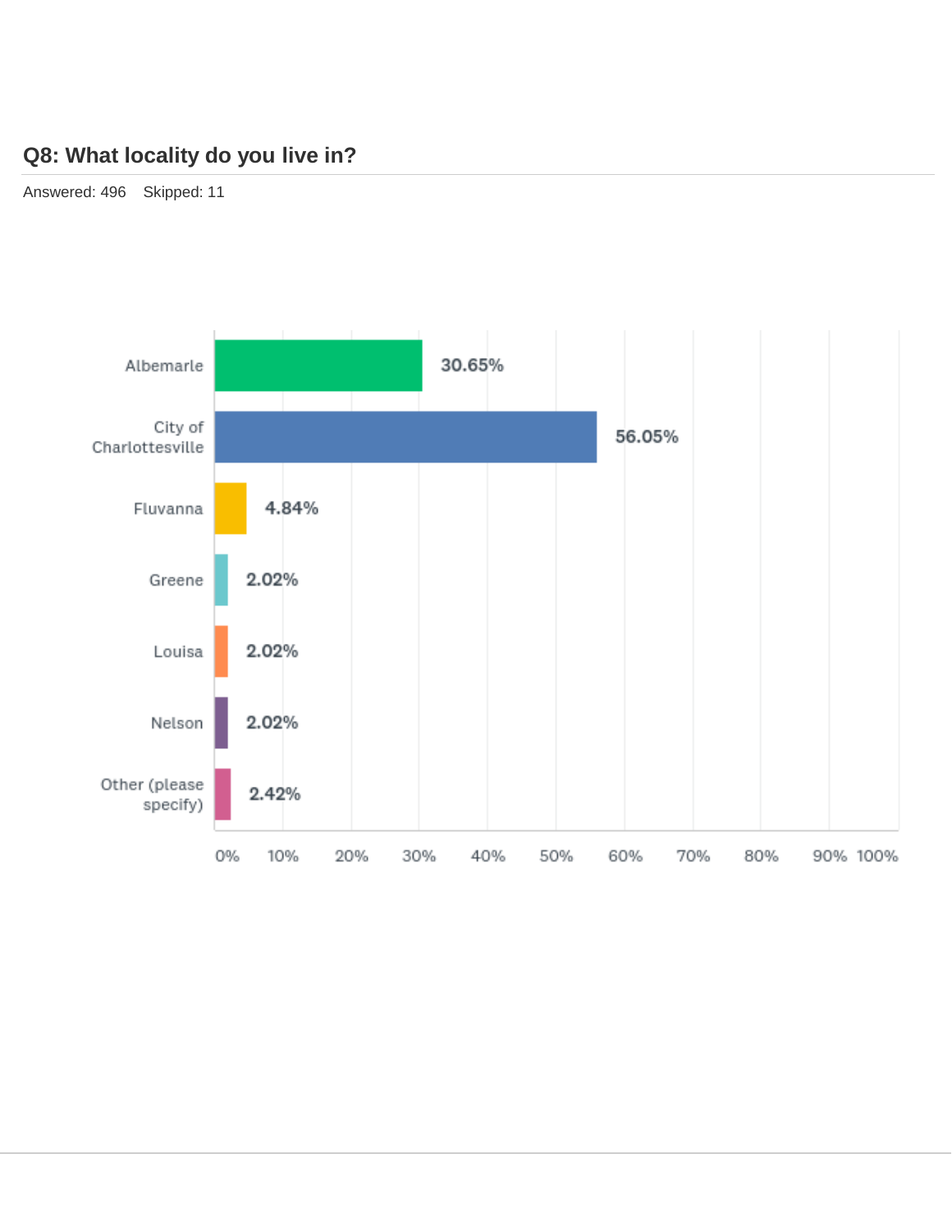## Q8: What locality do you live in?

Answered: 496 Skipped: 11

| Locality | Percentage |
|---|---|
| Albemarle | 30.65% |
| City of Charlottesville | 56.05% |
| Fluvanna | 4.84% |
| Greene | 2.02% |
| Louisa | 2.02% |
| Nelson | 2.02% |
| Other (please specify) | 2.42% |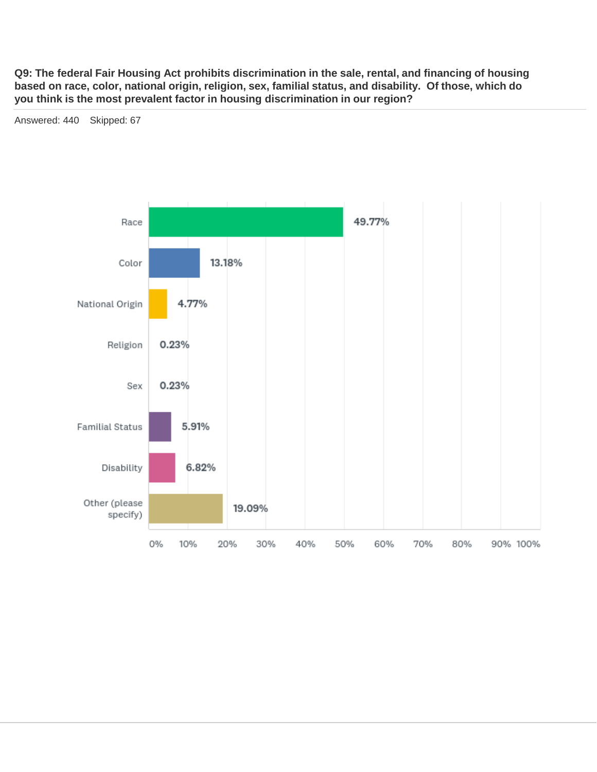**Q9: The federal Fair Housing Act prohibits discrimination in the sale, rental, and financing of housing based on race, color, national origin, religion, sex, familial status, and disability. Of those, which do you think is the most prevalent factor in housing discrimination in our region?**

Answered: 440 Skipped: 67

| Answer | Percentage |
|---|---|
| Race | 49.77% |
| Color | 13.18% |
| National Origin | 4.77% |
| Religion | 0.23% |
| Sex | 0.23% |
| Familial Status | 5.91% |
| Disability | 6.82% |
| Other (please specify) | 19.09% |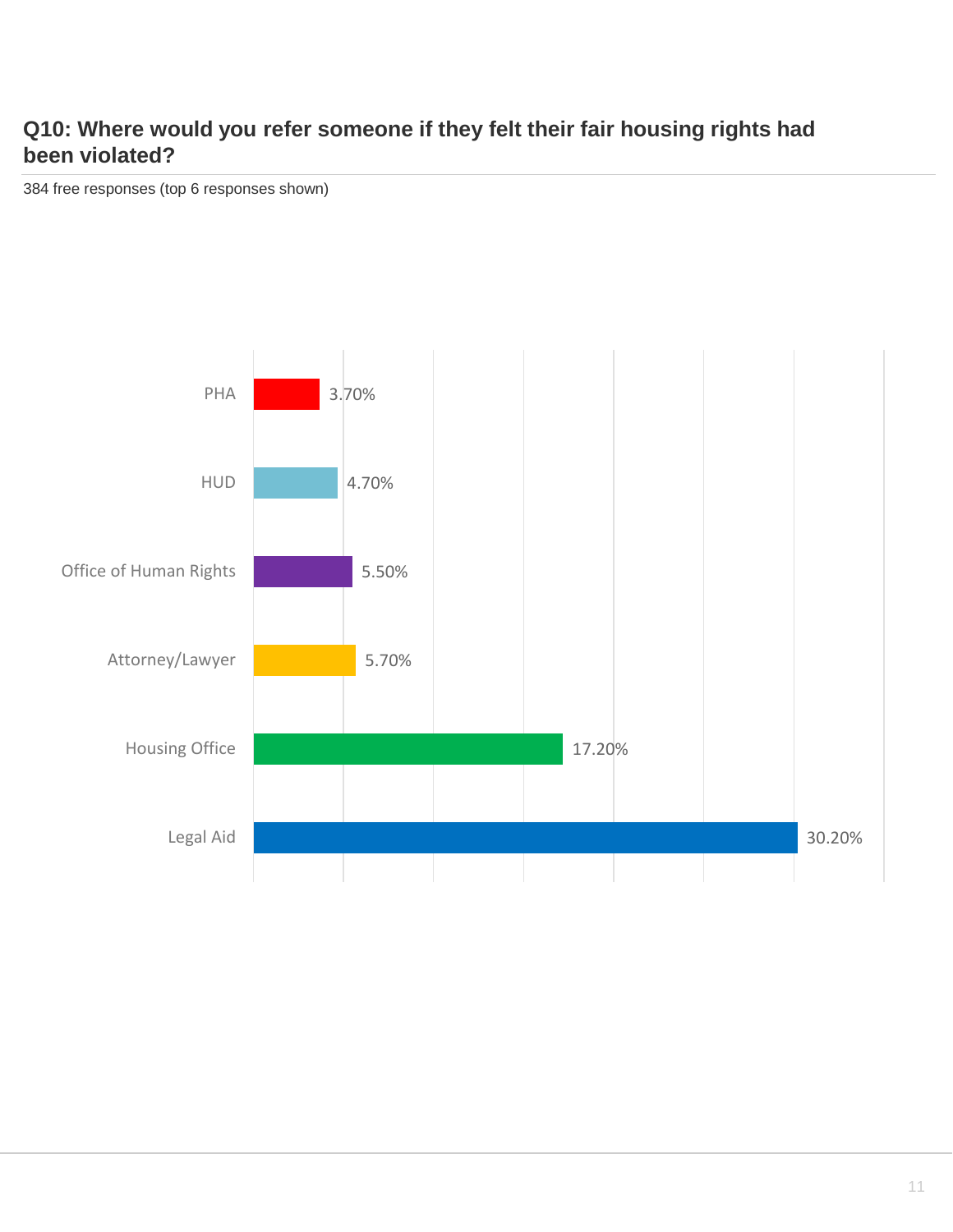## Q10: Where would you refer someone if they felt their fair housing rights had been violated?

384 free responses (top 6 responses shown)

| Response | Percentage |
|---|---|
| PHA | 3.70% |
| HUD | 4.70% |
| Office of Human Rights | 5.50% |
| Attorney/Lawyer | 5.70% |
| Housing Office | 17.20% |
| Legal Aid | 30.20% |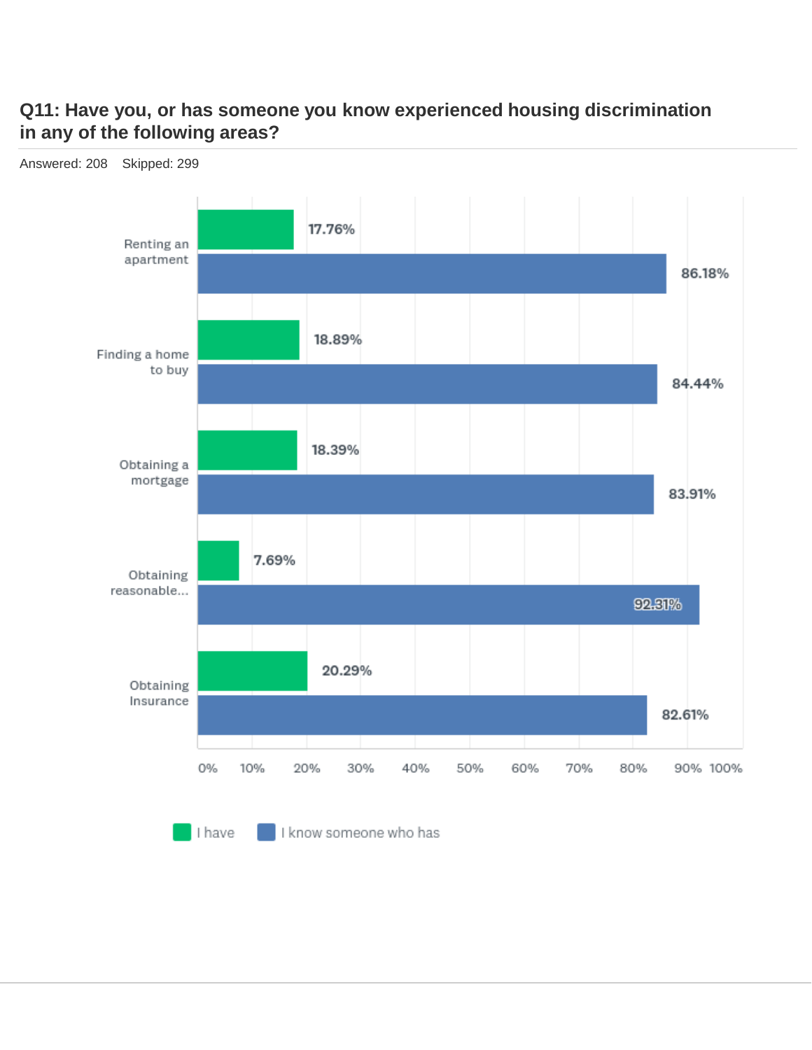## Q11: Have you, or has someone you know experienced housing discrimination in any of the following areas?

Answered: 208 Skipped: 299

| | I have | I know someone who has |
|---|---|---|
| Renting an apartment | 17.76% | 86.18% |
| Finding a home to buy | 18.89% | 84.44% |
| Obtaining a mortgage | 18.39% | 83.91% |
| Obtaining reasonable... | 7.69% | 92.31% |
| Obtaining Insurance | 20.29% | 82.61% |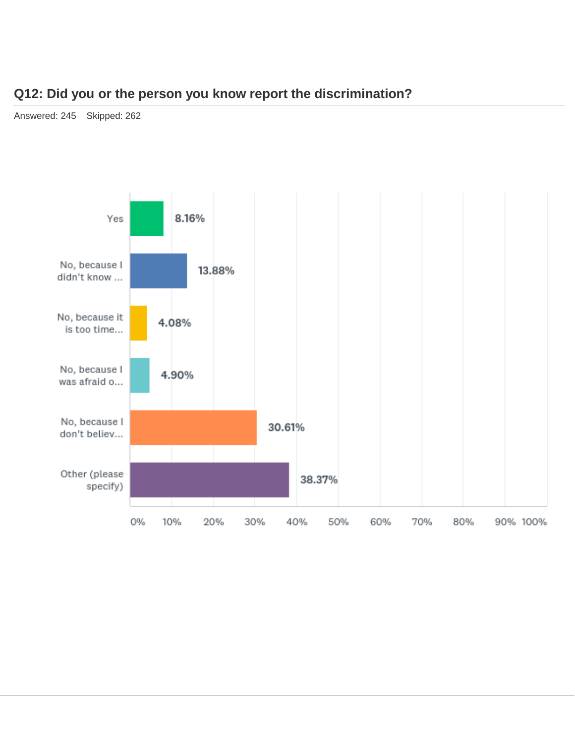## Q12: Did you or the person you know report the discrimination?

Answered: 245 Skipped: 262

| Answer | Percentage |
| --- | --- |
| Yes | 8.16% |
| No, because I didn't know ... | 13.88% |
| No, because it is too time... | 4.08% |
| No, because I was afraid o... | 4.90% |
| No, because I don't believ... | 30.61% |
| Other (please specify) | 38.37% |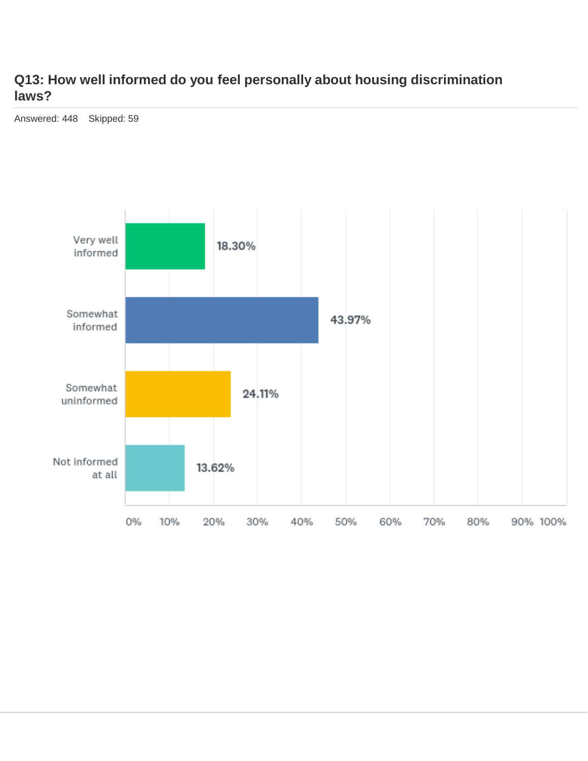## Q13: How well informed do you feel personally about housing discrimination laws?

Answered: 448 Skipped: 59

| Answer Choice | Percentage |
| --- | --- |
| Very well informed | 18.30% |
| Somewhat informed | 43.97% |
| Somewhat uninformed | 24.11% |
| Not informed at all | 13.62% |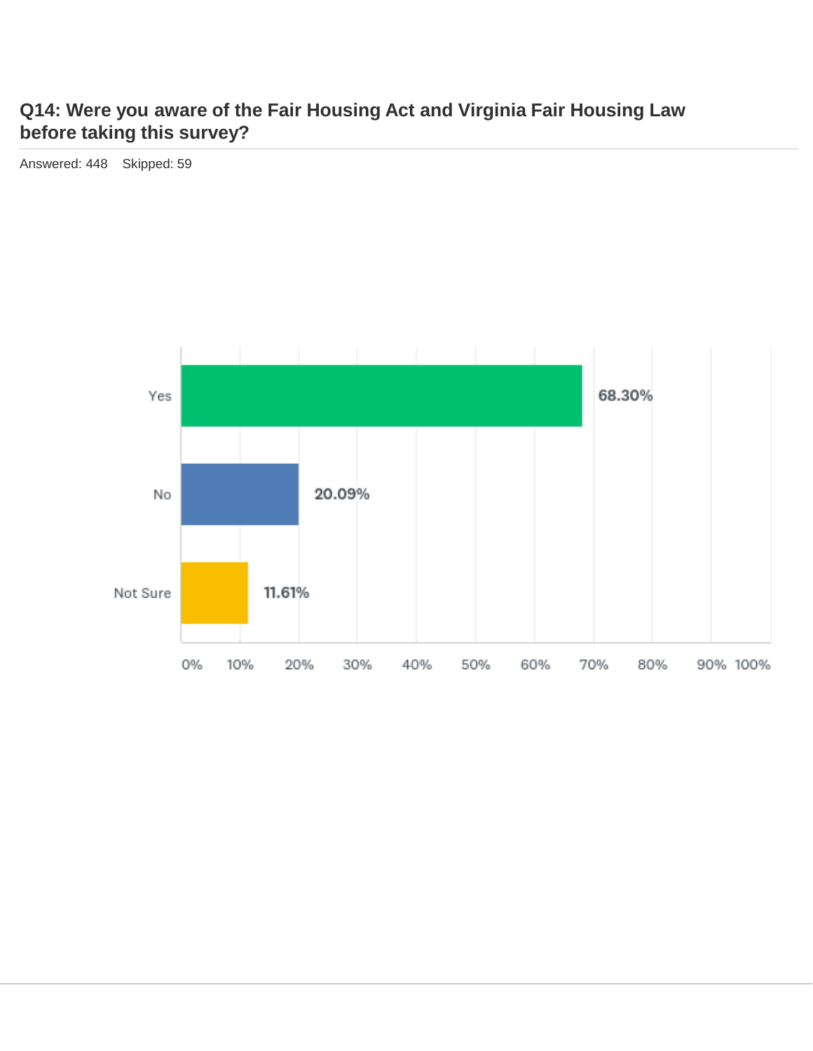## Q14: Were you aware of the Fair Housing Act and Virginia Fair Housing Law before taking this survey?

Answered: 448 Skipped: 59

| Answer | Percentage |
|---|---|
| Yes | 68.30% |
| No | 20.09% |
| Not Sure | 11.61% |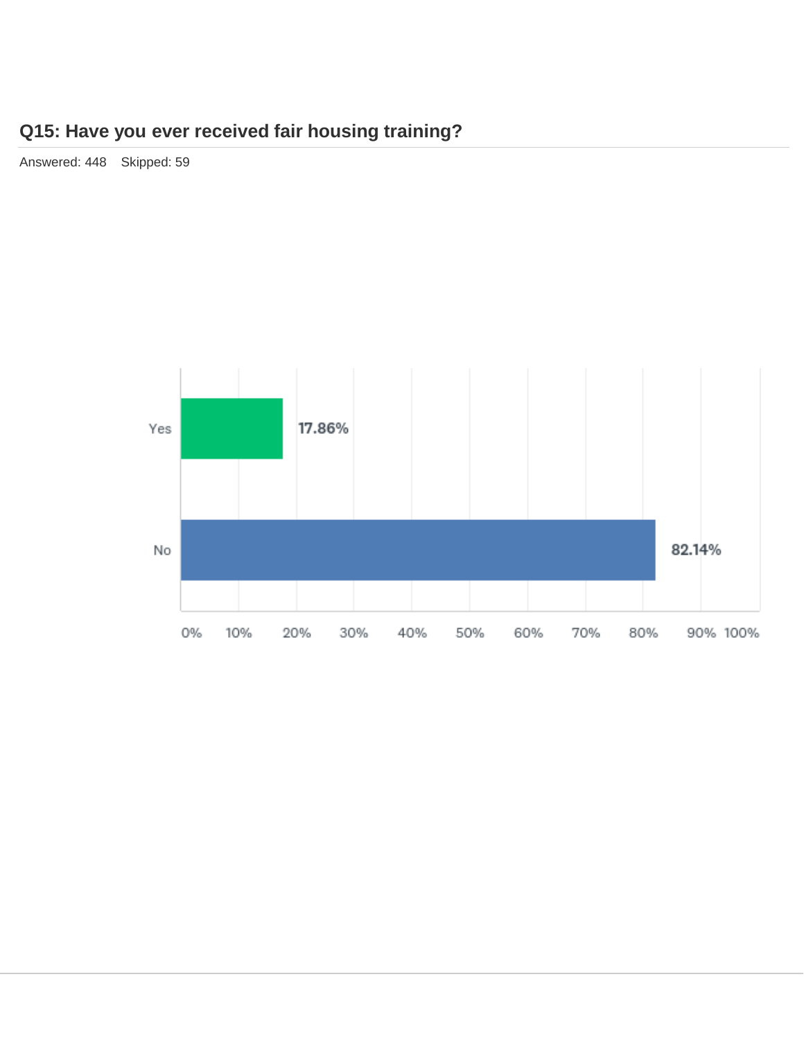## Q15: Have you ever received fair housing training?

Answered: 448 Skipped: 59

| Answer | Percentage |
|---|---|
| Yes | 17.86% |
| No | 82.14% |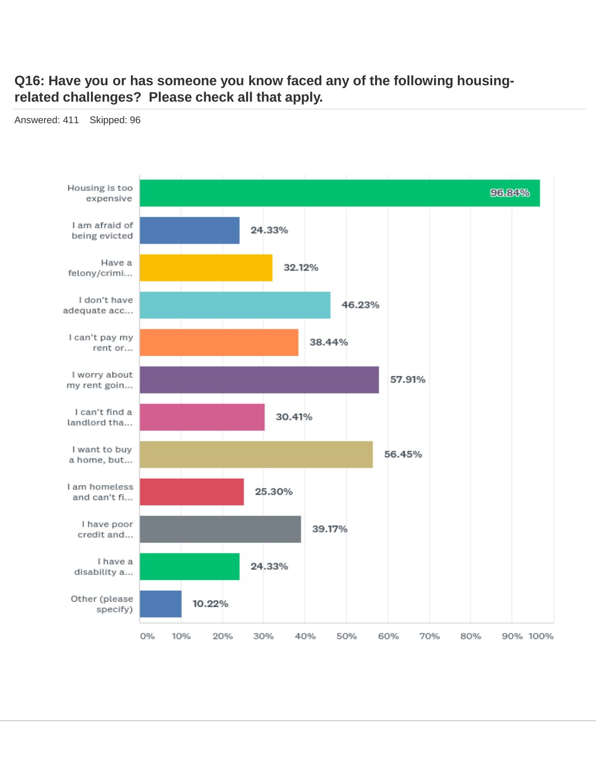## Q16: Have you or has someone you know faced any of the following housing-related challenges? Please check all that apply.

Answered: 411 Skipped: 96

| Response | Percentage |
|---|---|
| Housing is too expensive | 96.84% |
| I am afraid of being evicted | 24.33% |
| Have a felony/crimi... | 32.12% |
| I don't have adequate acc... | 46.23% |
| I can't pay my rent or... | 38.44% |
| I worry about my rent goin... | 57.91% |
| I can't find a landlord tha... | 30.41% |
| I want to buy a home, but... | 56.45% |
| I am homeless and can't fi... | 25.30% |
| I have poor credit and... | 39.17% |
| I have a disability a... | 24.33% |
| Other (please specify) | 10.22% |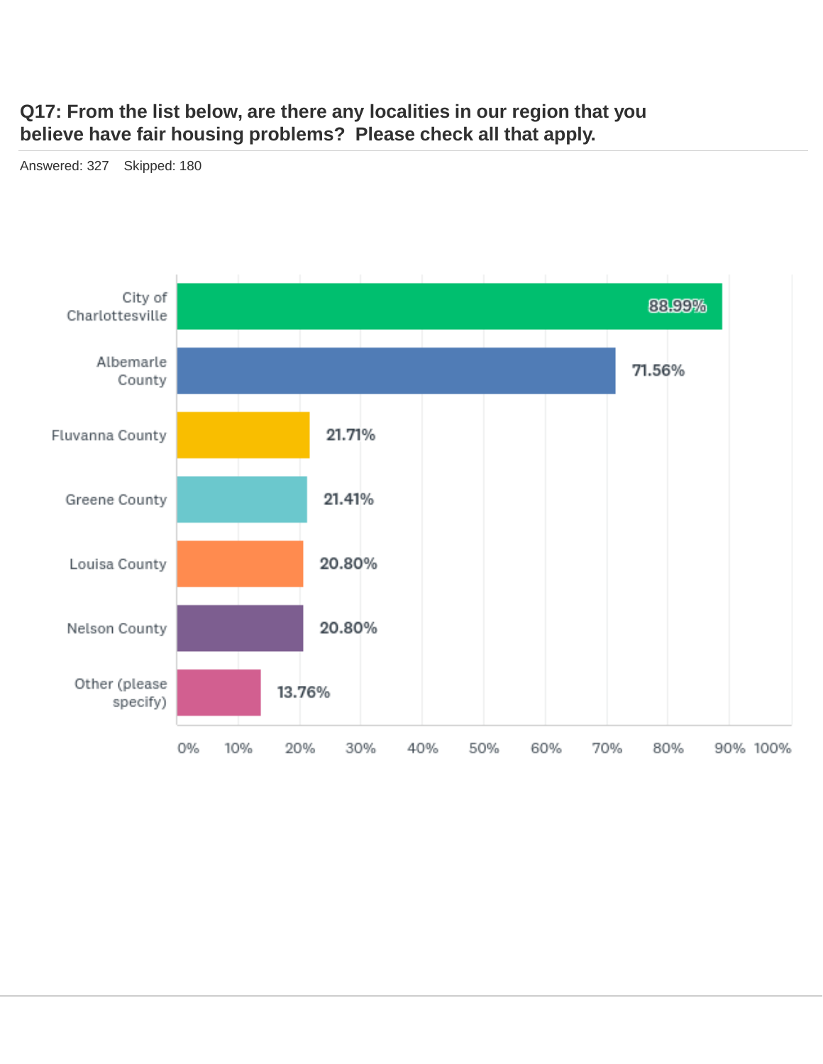## Q17: From the list below, are there any localities in our region that you believe have fair housing problems? Please check all that apply.

Answered: 327 Skipped: 180

| Locality | Percentage |
|---|---|
| City of Charlottesville | 88.99% |
| Albemarle County | 71.56% |
| Fluvanna County | 21.71% |
| Greene County | 21.41% |
| Louisa County | 20.80% |
| Nelson County | 20.80% |
| Other (please specify) | 13.76% |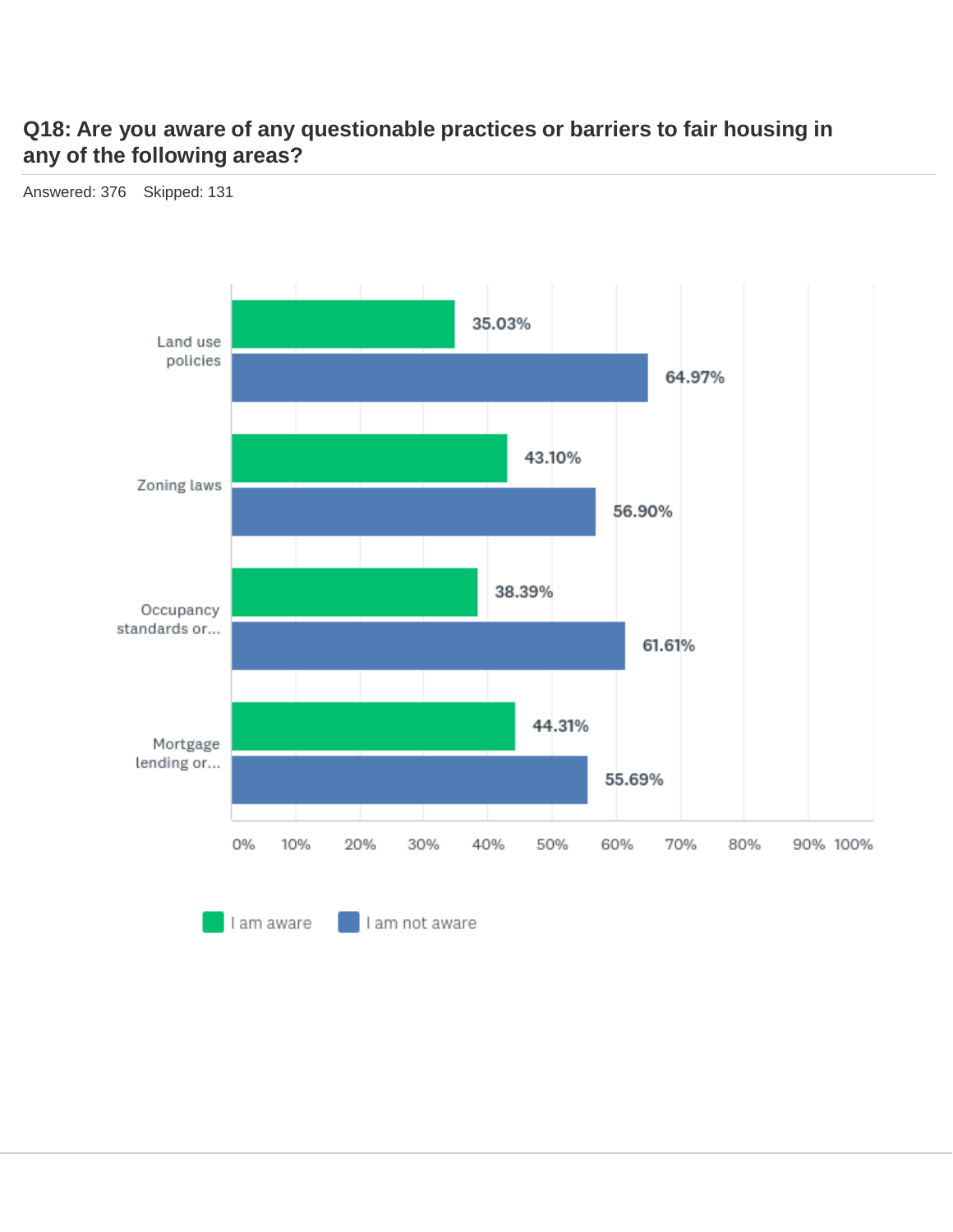## Q18: Are you aware of any questionable practices or barriers to fair housing in any of the following areas?

Answered: 376 Skipped: 131

| | I am aware | I am not aware |
|---|---|---|
| Land use policies | 35.03% | 64.97% |
| Zoning laws | 43.10% | 56.90% |
| Occupancy standards or... | 38.39% | 61.61% |
| Mortgage lending or... | 44.31% | 55.69% |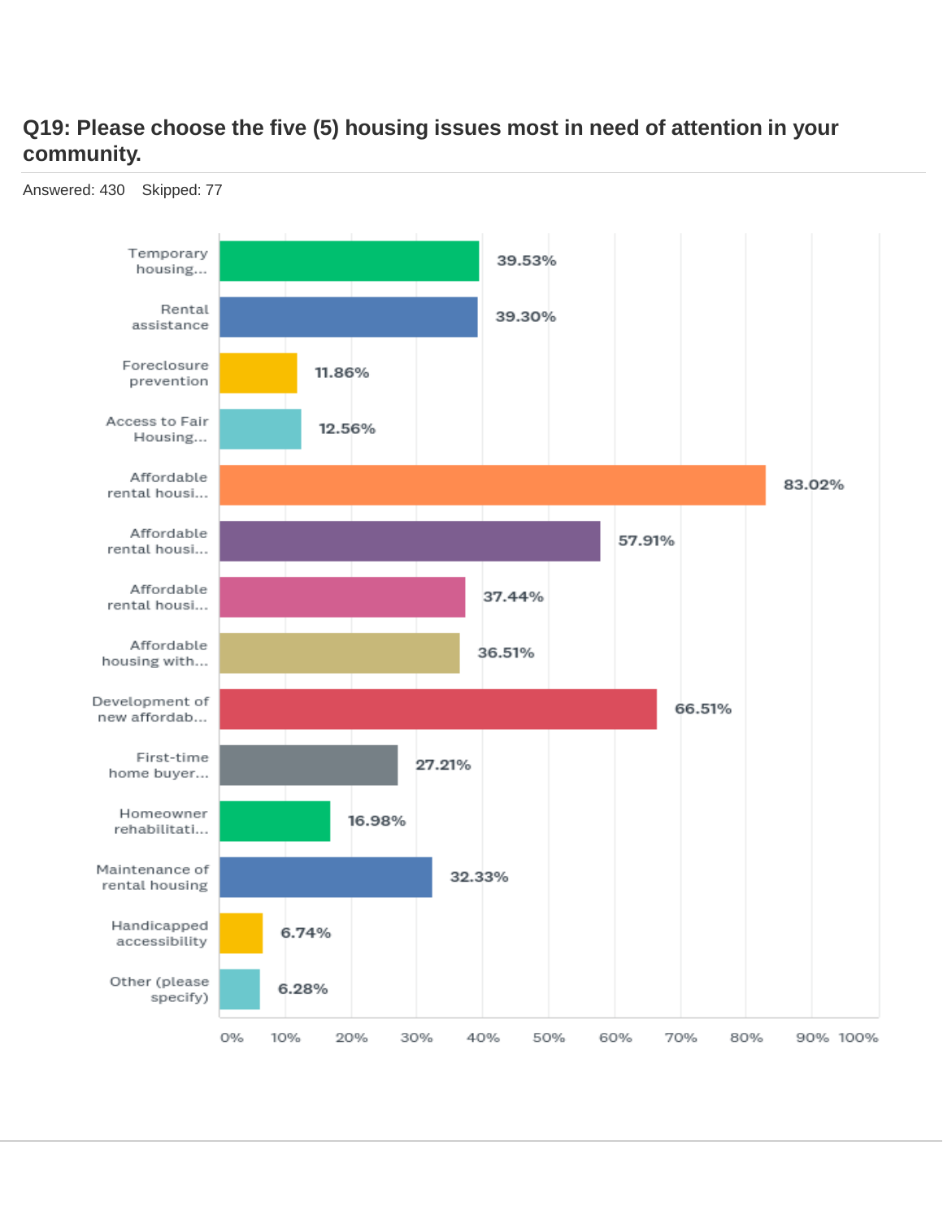## Q19: Please choose the five (5) housing issues most in need of attention in your community.

Answered: 430 Skipped: 77

| Housing issue | Percentage |
| --- | --- |
| Temporary housing... | 39.53% |
| Rental assistance | 39.30% |
| Foreclosure prevention | 11.86% |
| Access to Fair Housing... | 12.56% |
| Affordable rental housi... | 83.02% |
| Affordable rental housi... | 57.91% |
| Affordable rental housi... | 37.44% |
| Affordable housing with... | 36.51% |
| Development of new affordab... | 66.51% |
| First-time home buyer... | 27.21% |
| Homeowner rehabilitati... | 16.98% |
| Maintenance of rental housing | 32.33% |
| Handicapped accessibility | 6.74% |
| Other (please specify) | 6.28% |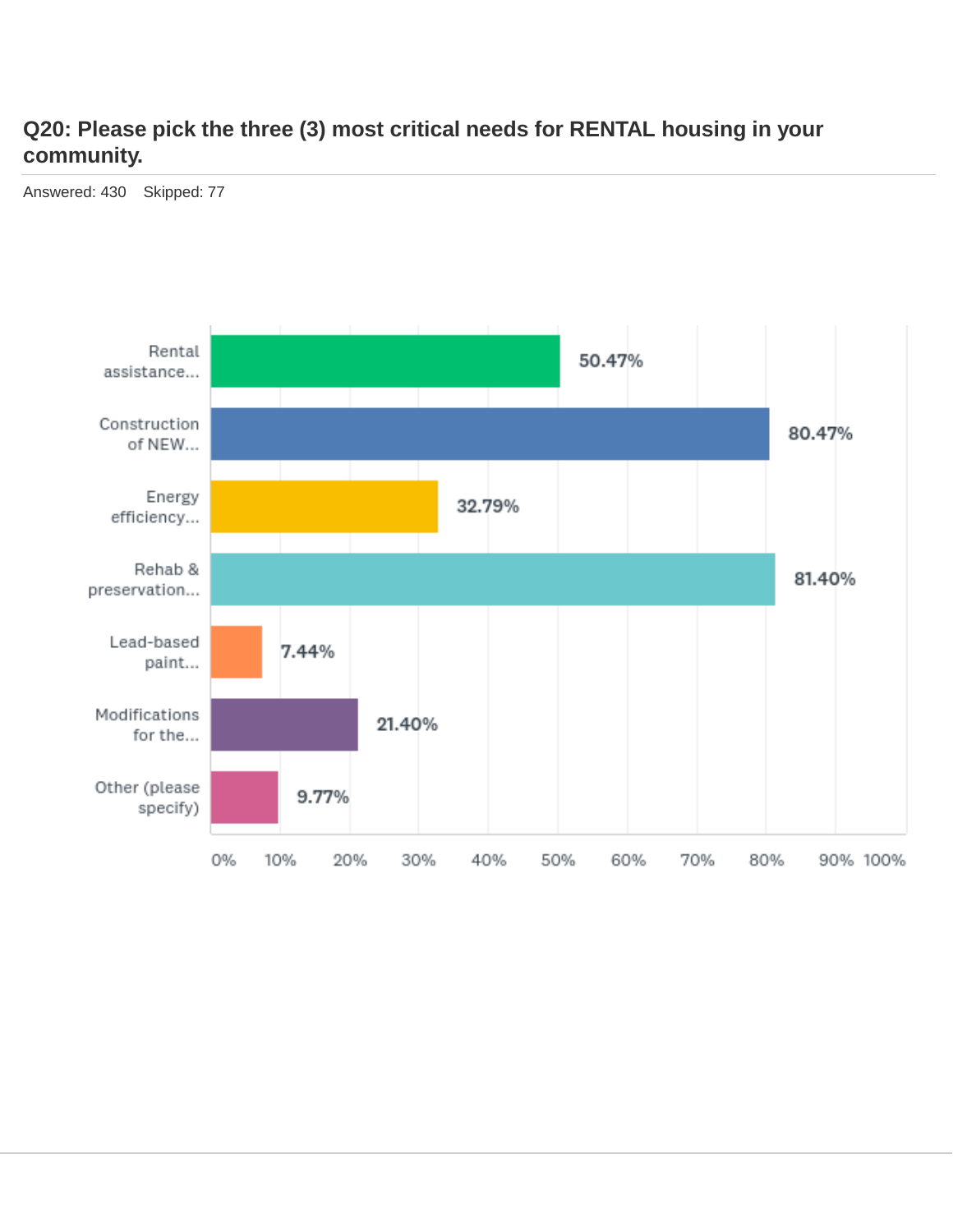## Q20: Please pick the three (3) most critical needs for RENTAL housing in your community.

Answered: 430 Skipped: 77

| Answer | Percentage |
| --- | --- |
| Rental assistance... | 50.47% |
| Construction of NEW... | 80.47% |
| Energy efficiency... | 32.79% |
| Rehab & preservation... | 81.40% |
| Lead-based paint... | 7.44% |
| Modifications for the... | 21.40% |
| Other (please specify) | 9.77% |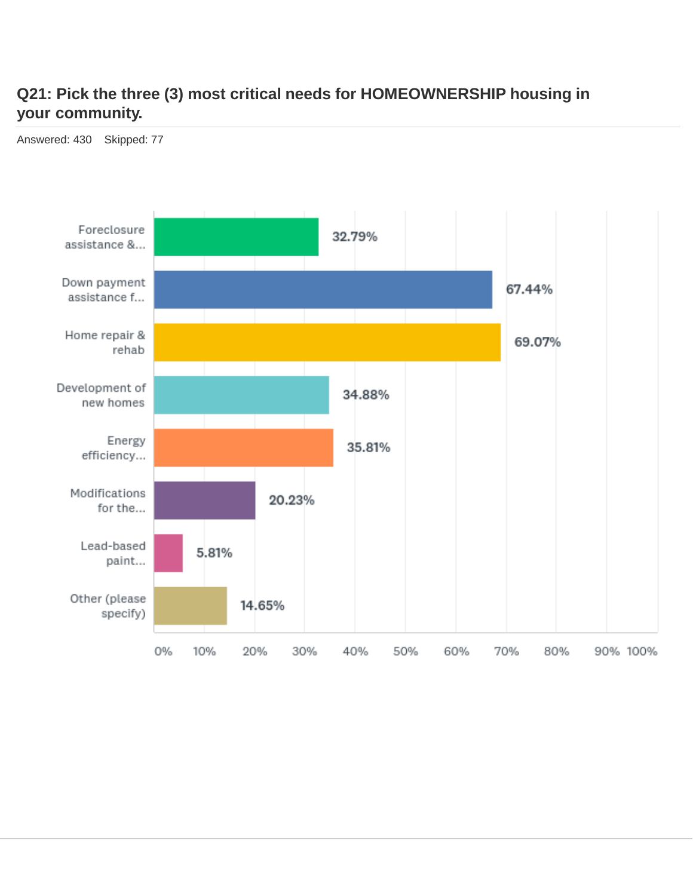## Q21: Pick the three (3) most critical needs for HOMEOWNERSHIP housing in your community.

Answered: 430 Skipped: 77

| Answer Choice | Percentage |
|---|---|
| Foreclosure assistance &... | 32.79% |
| Down payment assistance f... | 67.44% |
| Home repair & rehab | 69.07% |
| Development of new homes | 34.88% |
| Energy efficiency... | 35.81% |
| Modifications for the... | 20.23% |
| Lead-based paint... | 5.81% |
| Other (please specify) | 14.65% |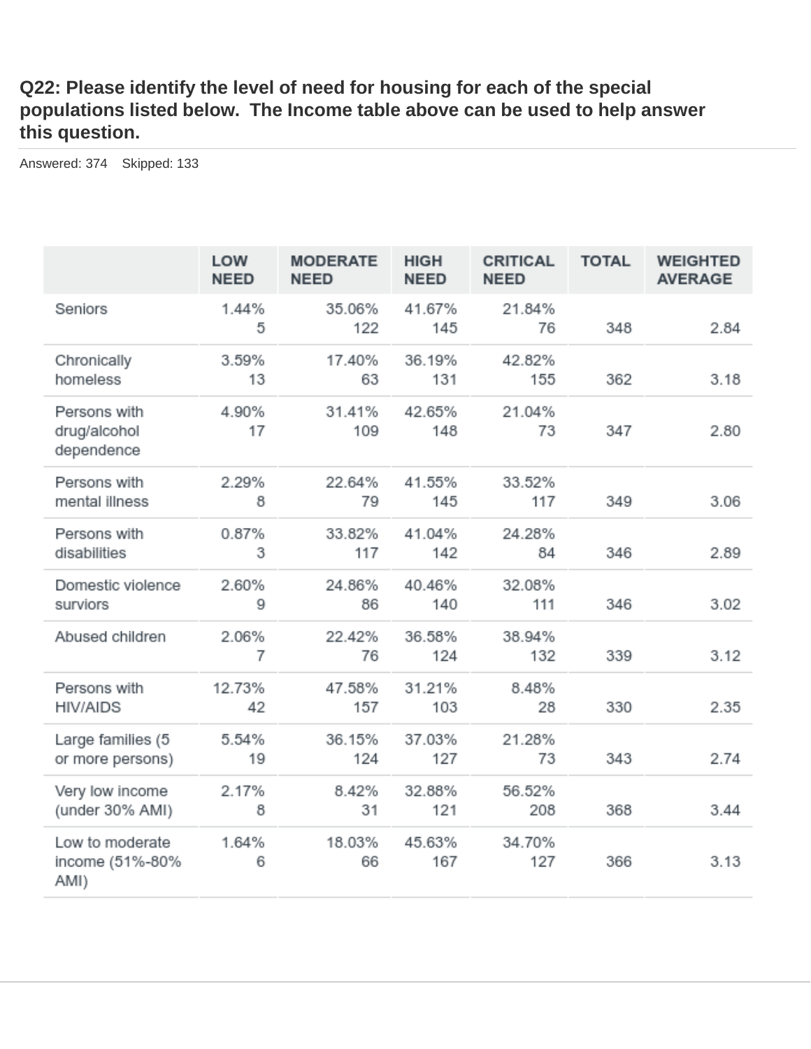## Q22: Please identify the level of need for housing for each of the special populations listed below. The Income table above can be used to help answer this question.

Answered: 374 Skipped: 133

| | LOW NEED | MODERATE NEED | HIGH NEED | CRITICAL NEED | TOTAL | WEIGHTED AVERAGE |
|---|---|---|---|---|---|---|
| Seniors | 1.44%<br>5 | 35.06%<br>122 | 41.67%<br>145 | 21.84%<br>76 | 348 | 2.84 |
| Chronically homeless | 3.59%<br>13 | 17.40%<br>63 | 36.19%<br>131 | 42.82%<br>155 | 362 | 3.18 |
| Persons with drug/alcohol dependence | 4.90%<br>17 | 31.41%<br>109 | 42.65%<br>148 | 21.04%<br>73 | 347 | 2.80 |
| Persons with mental illness | 2.29%<br>8 | 22.64%<br>79 | 41.55%<br>145 | 33.52%<br>117 | 349 | 3.06 |
| Persons with disabilities | 0.87%<br>3 | 33.82%<br>117 | 41.04%<br>142 | 24.28%<br>84 | 346 | 2.89 |
| Domestic violence surviors | 2.60%<br>9 | 24.86%<br>86 | 40.46%<br>140 | 32.08%<br>111 | 346 | 3.02 |
| Abused children | 2.06%<br>7 | 22.42%<br>76 | 36.58%<br>124 | 38.94%<br>132 | 339 | 3.12 |
| Persons with HIV/AIDS | 12.73%<br>42 | 47.58%<br>157 | 31.21%<br>103 | 8.48%<br>28 | 330 | 2.35 |
| Large families (5 or more persons) | 5.54%<br>19 | 36.15%<br>124 | 37.03%<br>127 | 21.28%<br>73 | 343 | 2.74 |
| Very low income (under 30% AMI) | 2.17%<br>8 | 8.42%<br>31 | 32.88%<br>121 | 56.52%<br>208 | 368 | 3.44 |
| Low to moderate income (51%-80% AMI) | 1.64%<br>6 | 18.03%<br>66 | 45.63%<br>167 | 34.70%<br>127 | 366 | 3.13 |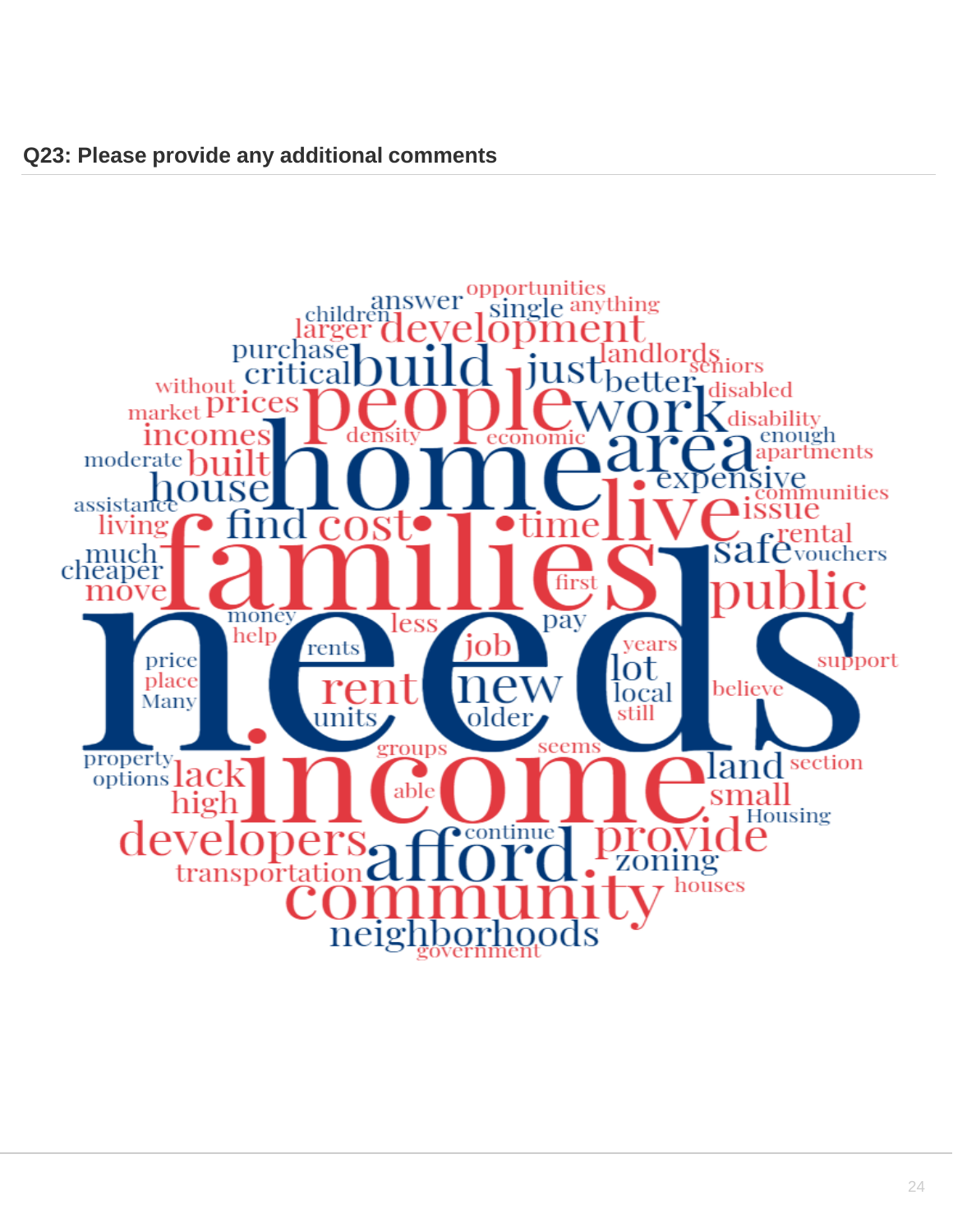**Q23: Please provide any additional comments**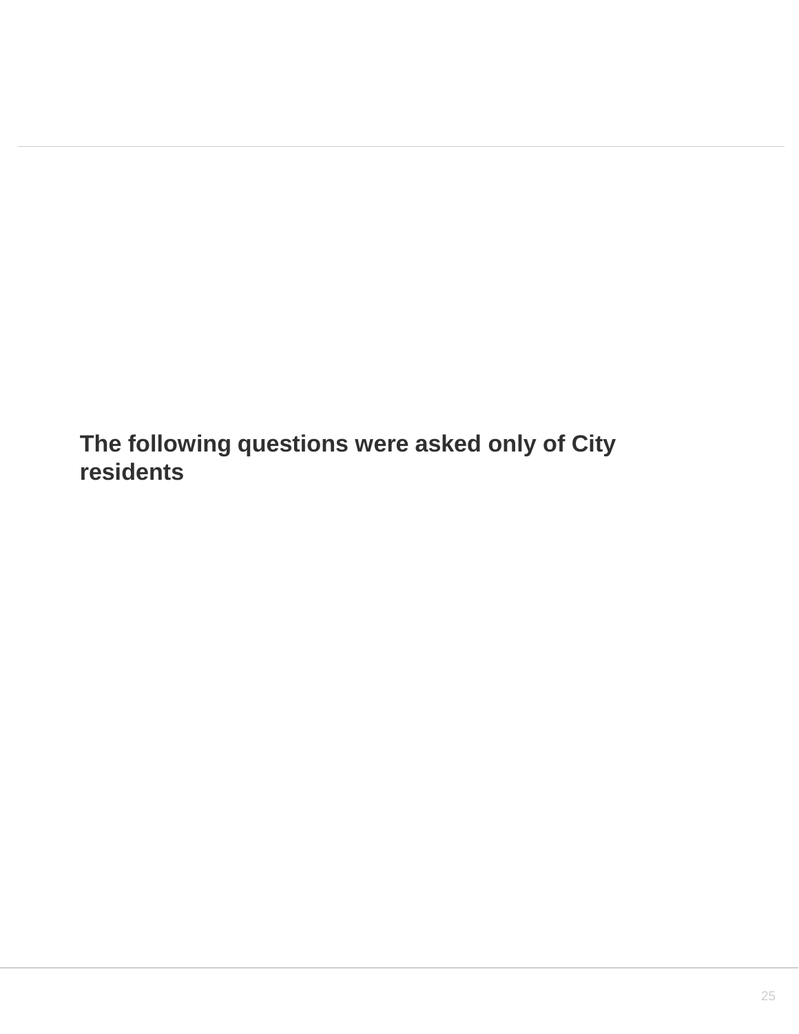**The following questions were asked only of City residents**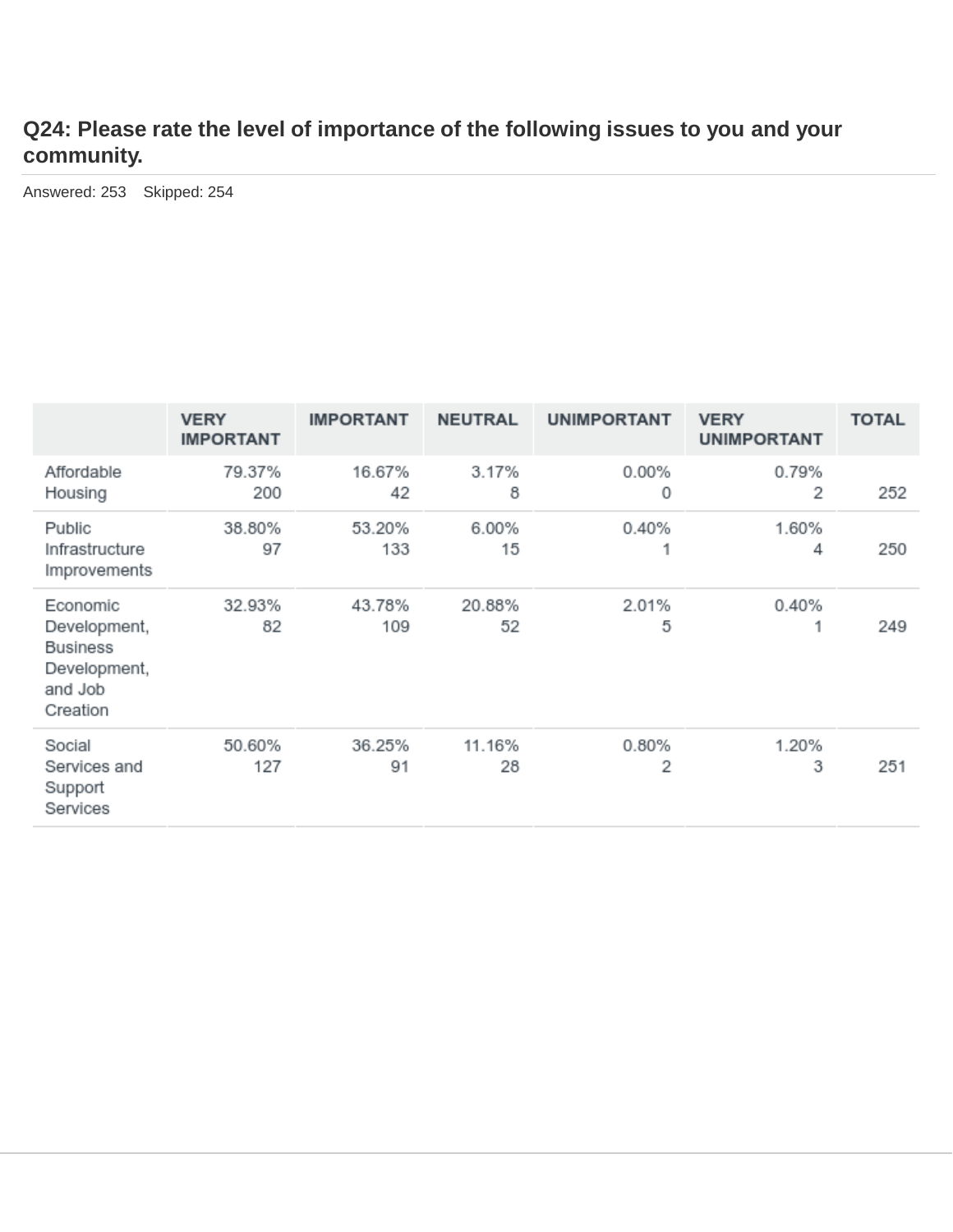## Q24: Please rate the level of importance of the following issues to you and your community.

Answered: 253    Skipped: 254

| | VERY IMPORTANT | IMPORTANT | NEUTRAL | UNIMPORTANT | VERY UNIMPORTANT | TOTAL |
|---|---|---|---|---|---|---|
| Affordable Housing | 79.37% 200 | 16.67% 42 | 3.17% 8 | 0.00% 0 | 0.79% 2 | 252 |
| Public Infrastructure Improvements | 38.80% 97 | 53.20% 133 | 6.00% 15 | 0.40% 1 | 1.60% 4 | 250 |
| Economic Development, Business Development, and Job Creation | 32.93% 82 | 43.78% 109 | 20.88% 52 | 2.01% 5 | 0.40% 1 | 249 |
| Social Services and Support Services | 50.60% 127 | 36.25% 91 | 11.16% 28 | 0.80% 2 | 1.20% 3 | 251 |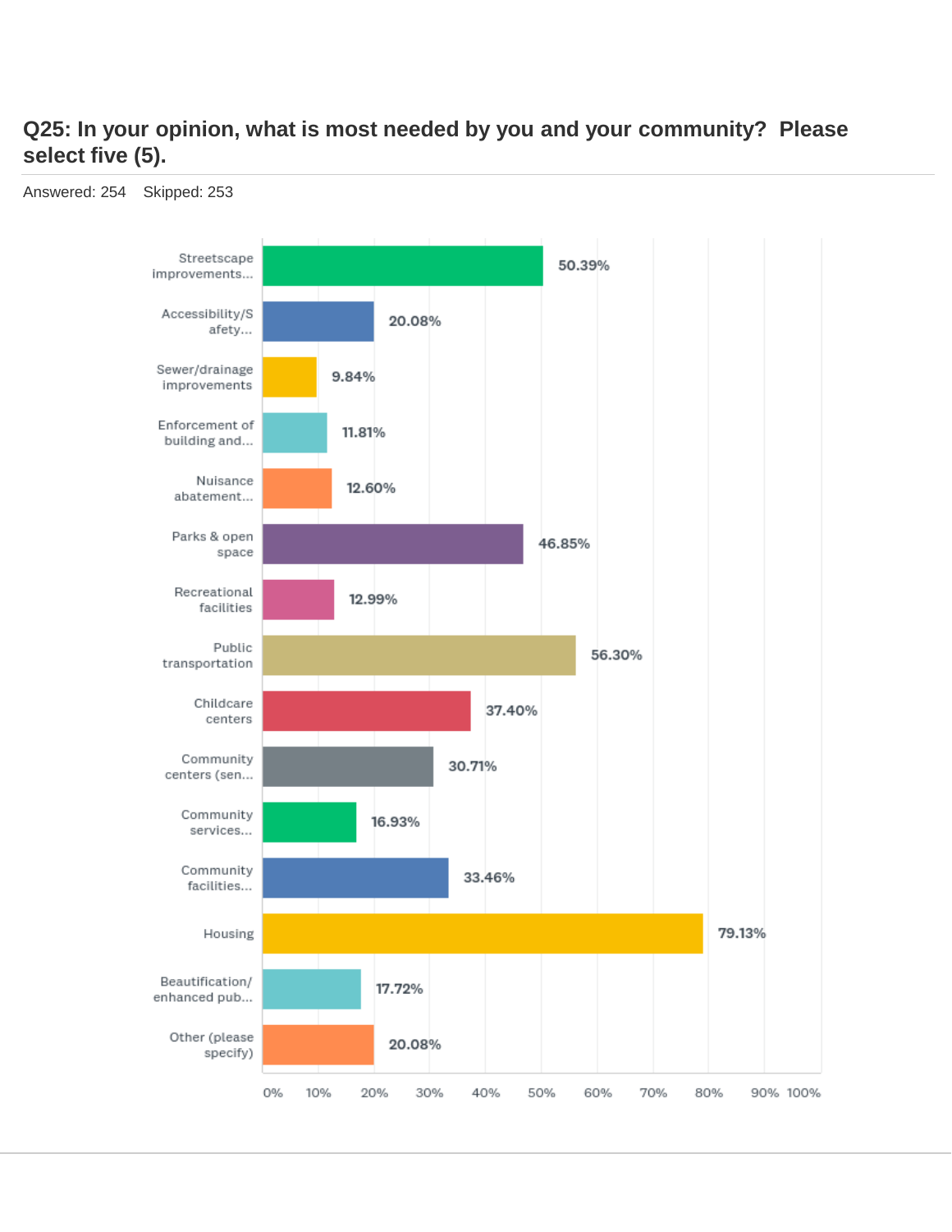## Q25: In your opinion, what is most needed by you and your community? Please select five (5).

Answered: 254 Skipped: 253

| Answer Choice | Percentage |
|---|---|
| Streetscape improvements... | 50.39% |
| Accessibility/Safety... | 20.08% |
| Sewer/drainage improvements | 9.84% |
| Enforcement of building and... | 11.81% |
| Nuisance abatement... | 12.60% |
| Parks & open space | 46.85% |
| Recreational facilities | 12.99% |
| Public transportation | 56.30% |
| Childcare centers | 37.40% |
| Community centers (sen... | 30.71% |
| Community services... | 16.93% |
| Community facilities... | 33.46% |
| Housing | 79.13% |
| Beautification/enhanced pub... | 17.72% |
| Other (please specify) | 20.08% |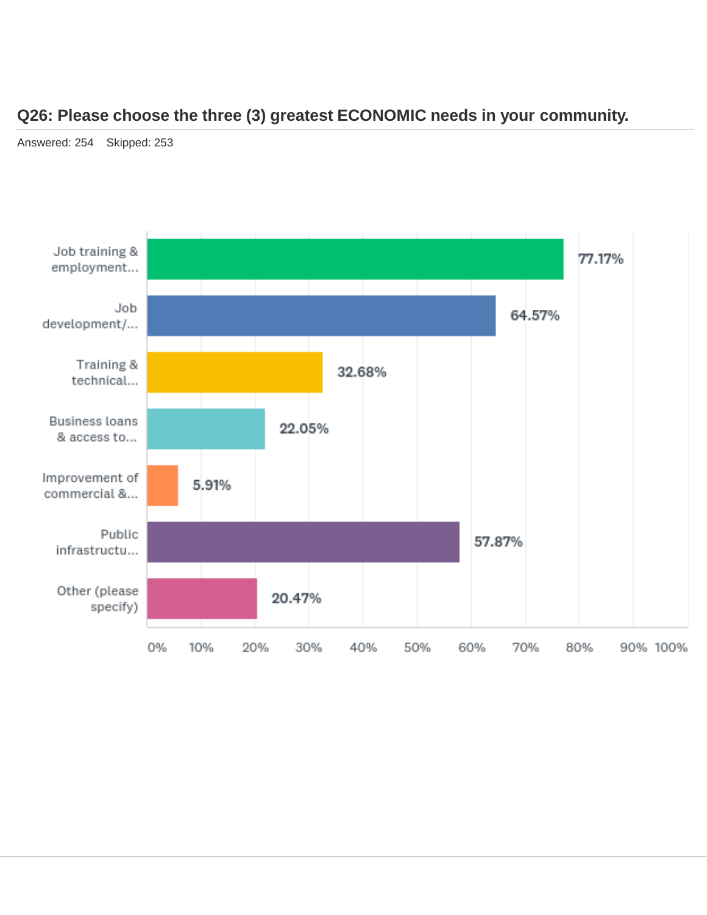## Q26: Please choose the three (3) greatest ECONOMIC needs in your community.

Answered: 254 Skipped: 253

| Answer | Percentage |
| --- | --- |
| Job training & employment... | 77.17% |
| Job development/... | 64.57% |
| Training & technical... | 32.68% |
| Business loans & access to... | 22.05% |
| Improvement of commercial &... | 5.91% |
| Public infrastructu... | 57.87% |
| Other (please specify) | 20.47% |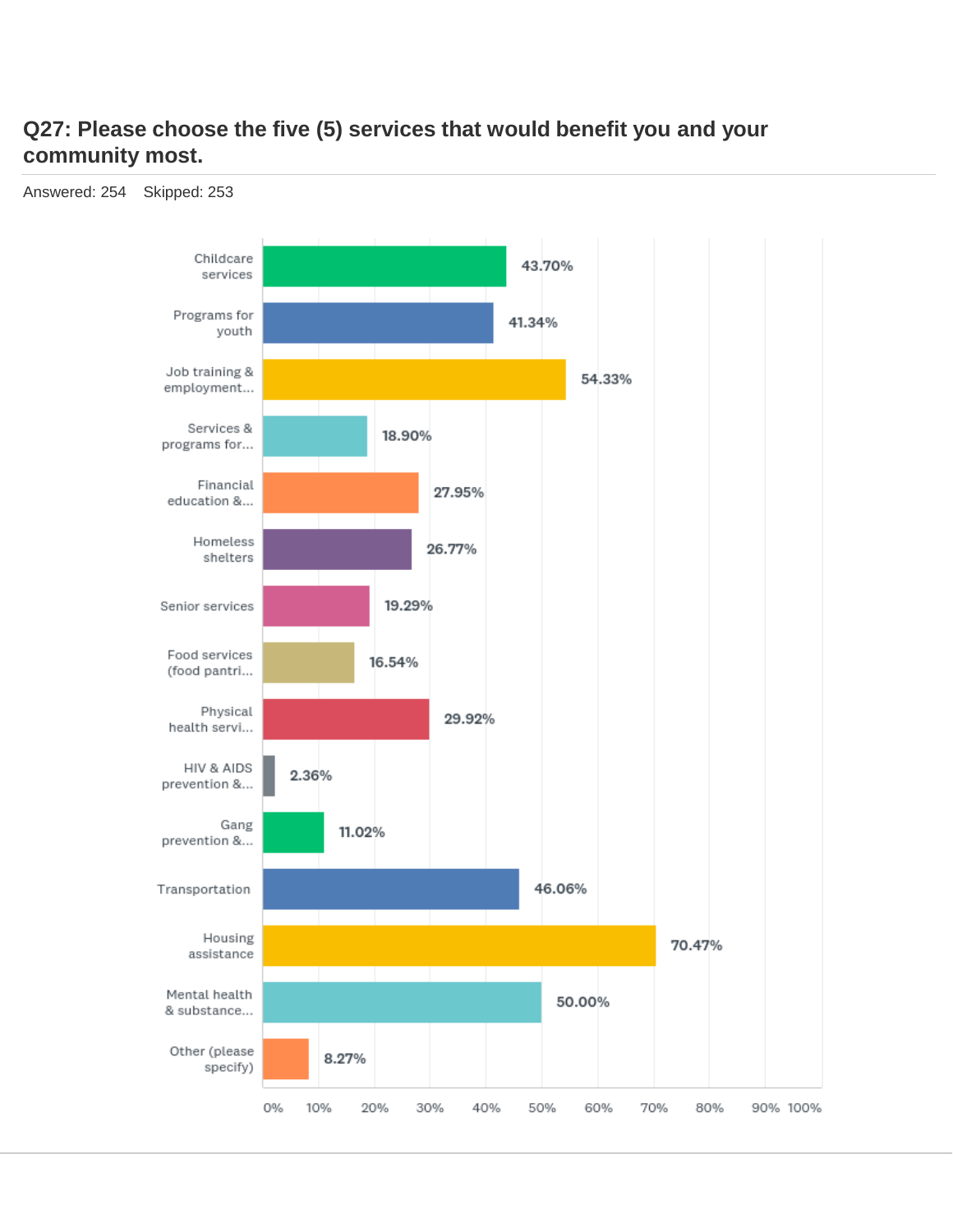## Q27: Please choose the five (5) services that would benefit you and your community most.

Answered: 254 Skipped: 253

| Service | Percentage |
|---|---|
| Childcare services | 43.70% |
| Programs for youth | 41.34% |
| Job training & employment... | 54.33% |
| Services & programs for... | 18.90% |
| Financial education &... | 27.95% |
| Homeless shelters | 26.77% |
| Senior services | 19.29% |
| Food services (food pantri... | 16.54% |
| Physical health servi... | 29.92% |
| HIV & AIDS prevention &... | 2.36% |
| Gang prevention &... | 11.02% |
| Transportation | 46.06% |
| Housing assistance | 70.47% |
| Mental health & substance... | 50.00% |
| Other (please specify) | 8.27% |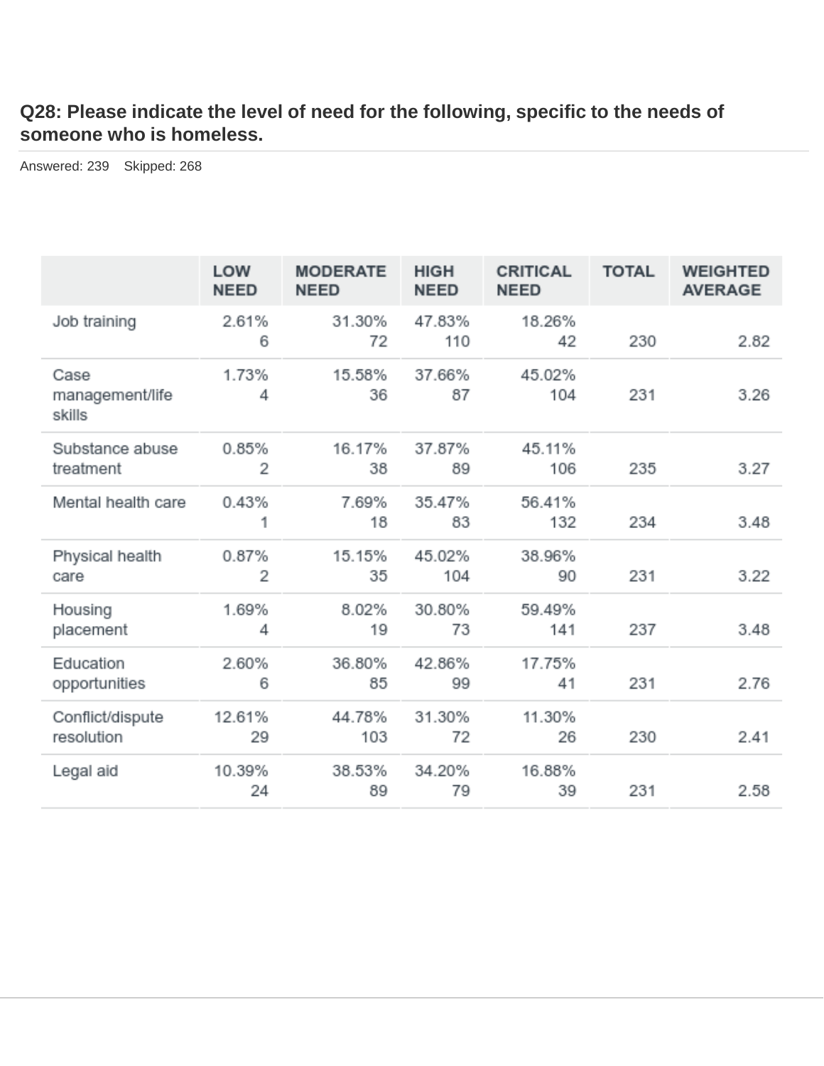## Q28: Please indicate the level of need for the following, specific to the needs of someone who is homeless.

Answered: 239 Skipped: 268

| | LOW NEED | MODERATE NEED | HIGH NEED | CRITICAL NEED | TOTAL | WEIGHTED AVERAGE |
|---|---|---|---|---|---|---|
| Job training | 2.61%<br>6 | 31.30%<br>72 | 47.83%<br>110 | 18.26%<br>42 | 230 | 2.82 |
| Case management/life skills | 1.73%<br>4 | 15.58%<br>36 | 37.66%<br>87 | 45.02%<br>104 | 231 | 3.26 |
| Substance abuse treatment | 0.85%<br>2 | 16.17%<br>38 | 37.87%<br>89 | 45.11%<br>106 | 235 | 3.27 |
| Mental health care | 0.43%<br>1 | 7.69%<br>18 | 35.47%<br>83 | 56.41%<br>132 | 234 | 3.48 |
| Physical health care | 0.87%<br>2 | 15.15%<br>35 | 45.02%<br>104 | 38.96%<br>90 | 231 | 3.22 |
| Housing placement | 1.69%<br>4 | 8.02%<br>19 | 30.80%<br>73 | 59.49%<br>141 | 237 | 3.48 |
| Education opportunities | 2.60%<br>6 | 36.80%<br>85 | 42.86%<br>99 | 17.75%<br>41 | 231 | 2.76 |
| Conflict/dispute resolution | 12.61%<br>29 | 44.78%<br>103 | 31.30%<br>72 | 11.30%<br>26 | 230 | 2.41 |
| Legal aid | 10.39%<br>24 | 38.53%<br>89 | 34.20%<br>79 | 16.88%<br>39 | 231 | 2.58 |